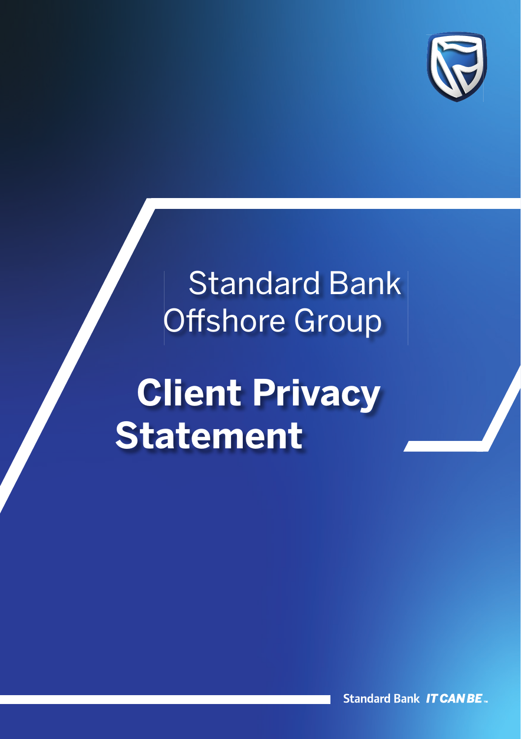Standard Bank Offshore Group

# Client Privacy Statement

Standard Bank IT CAN BE™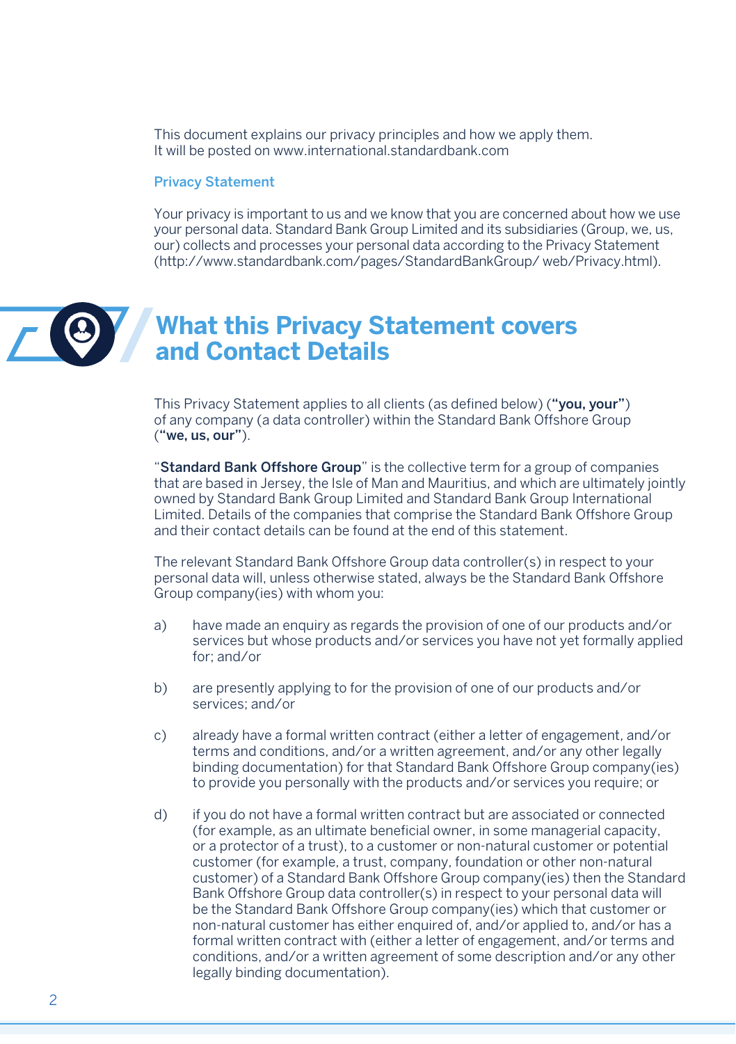This document explains our privacy principles and how we apply them.
It will be posted on www.international.standardbank.com

### Privacy Statement

Your privacy is important to us and we know that you are concerned about how we use your personal data. Standard Bank Group Limited and its subsidiaries (Group, we, us, our) collects and processes your personal data according to the Privacy Statement (http://www.standardbank.com/pages/StandardBankGroup/ web/Privacy.html).

## What this Privacy Statement covers and Contact Details

This Privacy Statement applies to all clients (as defined below) (**"you, your"**) of any company (a data controller) within the Standard Bank Offshore Group (**"we, us, our"**).

"**Standard Bank Offshore Group**" is the collective term for a group of companies that are based in Jersey, the Isle of Man and Mauritius, and which are ultimately jointly owned by Standard Bank Group Limited and Standard Bank Group International Limited. Details of the companies that comprise the Standard Bank Offshore Group and their contact details can be found at the end of this statement.

The relevant Standard Bank Offshore Group data controller(s) in respect to your personal data will, unless otherwise stated, always be the Standard Bank Offshore Group company(ies) with whom you:

a) have made an enquiry as regards the provision of one of our products and/or services but whose products and/or services you have not yet formally applied for; and/or

b) are presently applying to for the provision of one of our products and/or services; and/or

c) already have a formal written contract (either a letter of engagement, and/or terms and conditions, and/or a written agreement, and/or any other legally binding documentation) for that Standard Bank Offshore Group company(ies) to provide you personally with the products and/or services you require; or

d) if you do not have a formal written contract but are associated or connected (for example, as an ultimate beneficial owner, in some managerial capacity, or a protector of a trust), to a customer or non-natural customer or potential customer (for example, a trust, company, foundation or other non-natural customer) of a Standard Bank Offshore Group company(ies) then the Standard Bank Offshore Group data controller(s) in respect to your personal data will be the Standard Bank Offshore Group company(ies) which that customer or non-natural customer has either enquired of, and/or applied to, and/or has a formal written contract with (either a letter of engagement, and/or terms and conditions, and/or a written agreement of some description and/or any other legally binding documentation).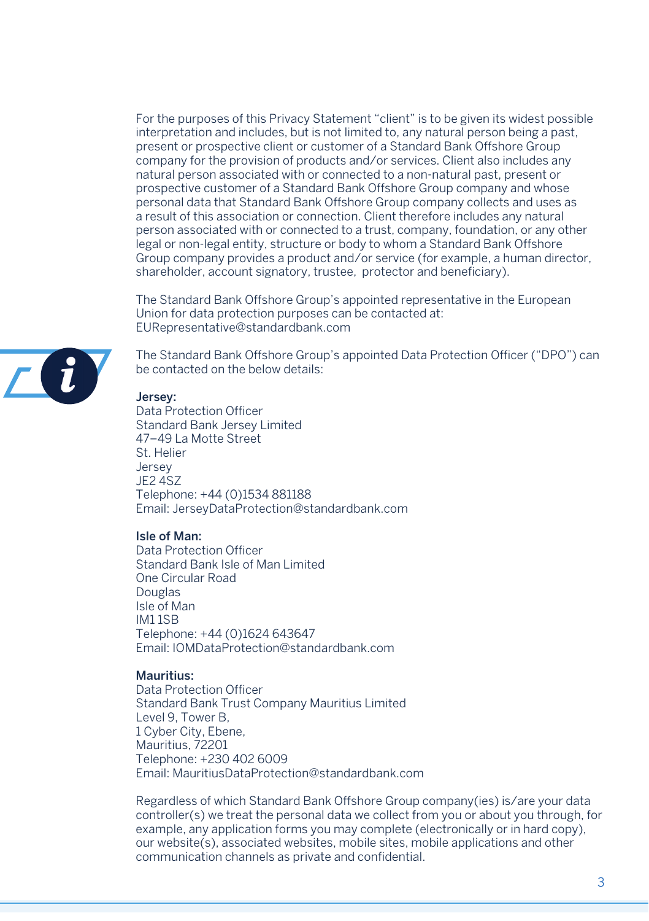For the purposes of this Privacy Statement "client" is to be given its widest possible interpretation and includes, but is not limited to, any natural person being a past, present or prospective client or customer of a Standard Bank Offshore Group company for the provision of products and/or services. Client also includes any natural person associated with or connected to a non-natural past, present or prospective customer of a Standard Bank Offshore Group company and whose personal data that Standard Bank Offshore Group company collects and uses as a result of this association or connection. Client therefore includes any natural person associated with or connected to a trust, company, foundation, or any other legal or non-legal entity, structure or body to whom a Standard Bank Offshore Group company provides a product and/or service (for example, a human director, shareholder, account signatory, trustee, protector and beneficiary).

The Standard Bank Offshore Group's appointed representative in the European Union for data protection purposes can be contacted at: EURepresentative@standardbank.com

The Standard Bank Offshore Group's appointed Data Protection Officer ("DPO") can be contacted on the below details:

**Jersey:**
Data Protection Officer
Standard Bank Jersey Limited
47–49 La Motte Street
St. Helier
Jersey
JE2 4SZ
Telephone: +44 (0)1534 881188
Email: JerseyDataProtection@standardbank.com

**Isle of Man:**
Data Protection Officer
Standard Bank Isle of Man Limited
One Circular Road
Douglas
Isle of Man
IM1 1SB
Telephone: +44 (0)1624 643647
Email: IOMDataProtection@standardbank.com

**Mauritius:**
Data Protection Officer
Standard Bank Trust Company Mauritius Limited
Level 9, Tower B,
1 Cyber City, Ebene,
Mauritius, 72201
Telephone: +230 402 6009
Email: MauritiusDataProtection@standardbank.com

Regardless of which Standard Bank Offshore Group company(ies) is/are your data controller(s) we treat the personal data we collect from you or about you through, for example, any application forms you may complete (electronically or in hard copy), our website(s), associated websites, mobile sites, mobile applications and other communication channels as private and confidential.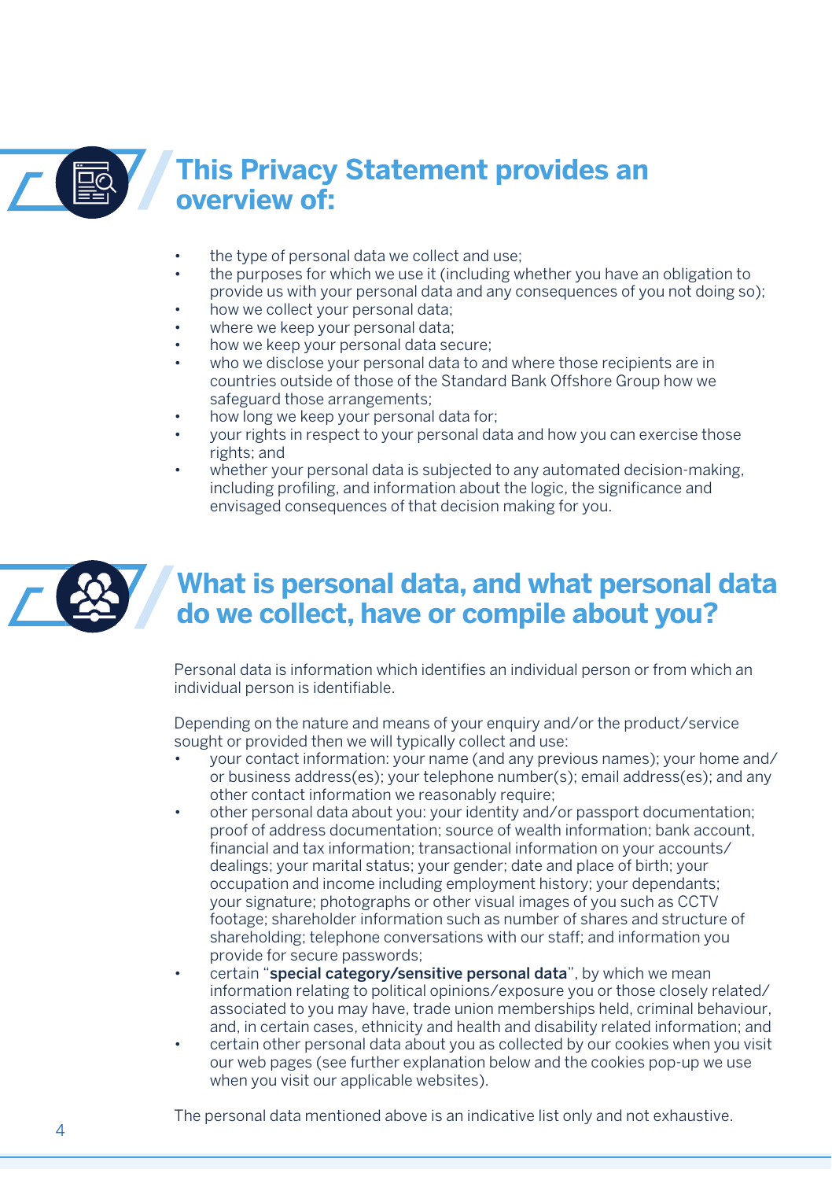## This Privacy Statement provides an overview of:

- the type of personal data we collect and use;
- the purposes for which we use it (including whether you have an obligation to provide us with your personal data and any consequences of you not doing so);
- how we collect your personal data;
- where we keep your personal data;
- how we keep your personal data secure;
- who we disclose your personal data to and where those recipients are in countries outside of those of the Standard Bank Offshore Group how we safeguard those arrangements;
- how long we keep your personal data for;
- your rights in respect to your personal data and how you can exercise those rights; and
- whether your personal data is subjected to any automated decision-making, including profiling, and information about the logic, the significance and envisaged consequences of that decision making for you.

## What is personal data, and what personal data do we collect, have or compile about you?

Personal data is information which identifies an individual person or from which an individual person is identifiable.

Depending on the nature and means of your enquiry and/or the product/service sought or provided then we will typically collect and use:

- your contact information: your name (and any previous names); your home and/or business address(es); your telephone number(s); email address(es); and any other contact information we reasonably require;
- other personal data about you: your identity and/or passport documentation; proof of address documentation; source of wealth information; bank account, financial and tax information; transactional information on your accounts/dealings; your marital status; your gender; date and place of birth; your occupation and income including employment history; your dependants; your signature; photographs or other visual images of you such as CCTV footage; shareholder information such as number of shares and structure of shareholding; telephone conversations with our staff; and information you provide for secure passwords;
- certain "**special category/sensitive personal data**", by which we mean information relating to political opinions/exposure you or those closely related/associated to you may have, trade union memberships held, criminal behaviour, and, in certain cases, ethnicity and health and disability related information; and
- certain other personal data about you as collected by our cookies when you visit our web pages (see further explanation below and the cookies pop-up we use when you visit our applicable websites).

The personal data mentioned above is an indicative list only and not exhaustive.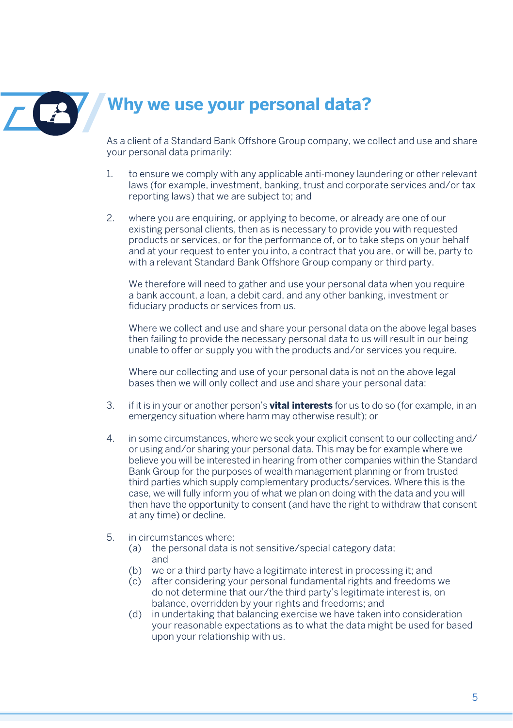# Why we use your personal data?

As a client of a Standard Bank Offshore Group company, we collect and use and share your personal data primarily:

1. to ensure we comply with any applicable anti-money laundering or other relevant laws (for example, investment, banking, trust and corporate services and/or tax reporting laws) that we are subject to; and

2. where you are enquiring, or applying to become, or already are one of our existing personal clients, then as is necessary to provide you with requested products or services, or for the performance of, or to take steps on your behalf and at your request to enter you into, a contract that you are, or will be, party to with a relevant Standard Bank Offshore Group company or third party.

   We therefore will need to gather and use your personal data when you require a bank account, a loan, a debit card, and any other banking, investment or fiduciary products or services from us.

   Where we collect and use and share your personal data on the above legal bases then failing to provide the necessary personal data to us will result in our being unable to offer or supply you with the products and/or services you require.

   Where our collecting and use of your personal data is not on the above legal bases then we will only collect and use and share your personal data:

3. if it is in your or another person's **vital interests** for us to do so (for example, in an emergency situation where harm may otherwise result); or

4. in some circumstances, where we seek your explicit consent to our collecting and/or using and/or sharing your personal data. This may be for example where we believe you will be interested in hearing from other companies within the Standard Bank Group for the purposes of wealth management planning or from trusted third parties which supply complementary products/services. Where this is the case, we will fully inform you of what we plan on doing with the data and you will then have the opportunity to consent (and have the right to withdraw that consent at any time) or decline.

5. in circumstances where:
   (a) the personal data is not sensitive/special category data; and
   (b) we or a third party have a legitimate interest in processing it; and
   (c) after considering your personal fundamental rights and freedoms we do not determine that our/the third party's legitimate interest is, on balance, overridden by your rights and freedoms; and
   (d) in undertaking that balancing exercise we have taken into consideration your reasonable expectations as to what the data might be used for based upon your relationship with us.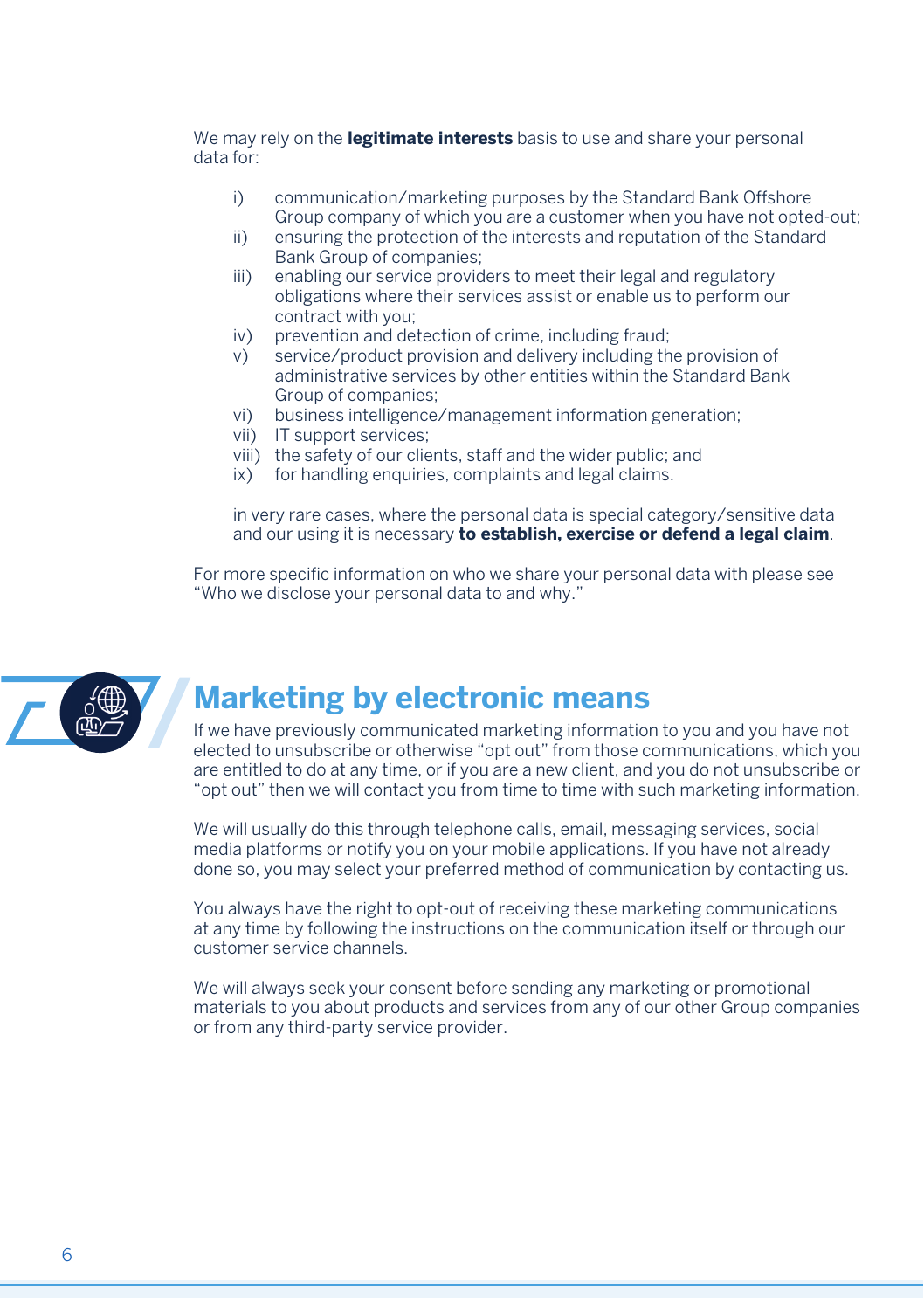We may rely on the **legitimate interests** basis to use and share your personal data for:

i) communication/marketing purposes by the Standard Bank Offshore Group company of which you are a customer when you have not opted-out;
ii) ensuring the protection of the interests and reputation of the Standard Bank Group of companies;
iii) enabling our service providers to meet their legal and regulatory obligations where their services assist or enable us to perform our contract with you;
iv) prevention and detection of crime, including fraud;
v) service/product provision and delivery including the provision of administrative services by other entities within the Standard Bank Group of companies;
vi) business intelligence/management information generation;
vii) IT support services;
viii) the safety of our clients, staff and the wider public; and
ix) for handling enquiries, complaints and legal claims.

in very rare cases, where the personal data is special category/sensitive data and our using it is necessary **to establish, exercise or defend a legal claim**.

For more specific information on who we share your personal data with please see "Who we disclose your personal data to and why."

## Marketing by electronic means

If we have previously communicated marketing information to you and you have not elected to unsubscribe or otherwise "opt out" from those communications, which you are entitled to do at any time, or if you are a new client, and you do not unsubscribe or "opt out" then we will contact you from time to time with such marketing information.

We will usually do this through telephone calls, email, messaging services, social media platforms or notify you on your mobile applications. If you have not already done so, you may select your preferred method of communication by contacting us.

You always have the right to opt-out of receiving these marketing communications at any time by following the instructions on the communication itself or through our customer service channels.

We will always seek your consent before sending any marketing or promotional materials to you about products and services from any of our other Group companies or from any third-party service provider.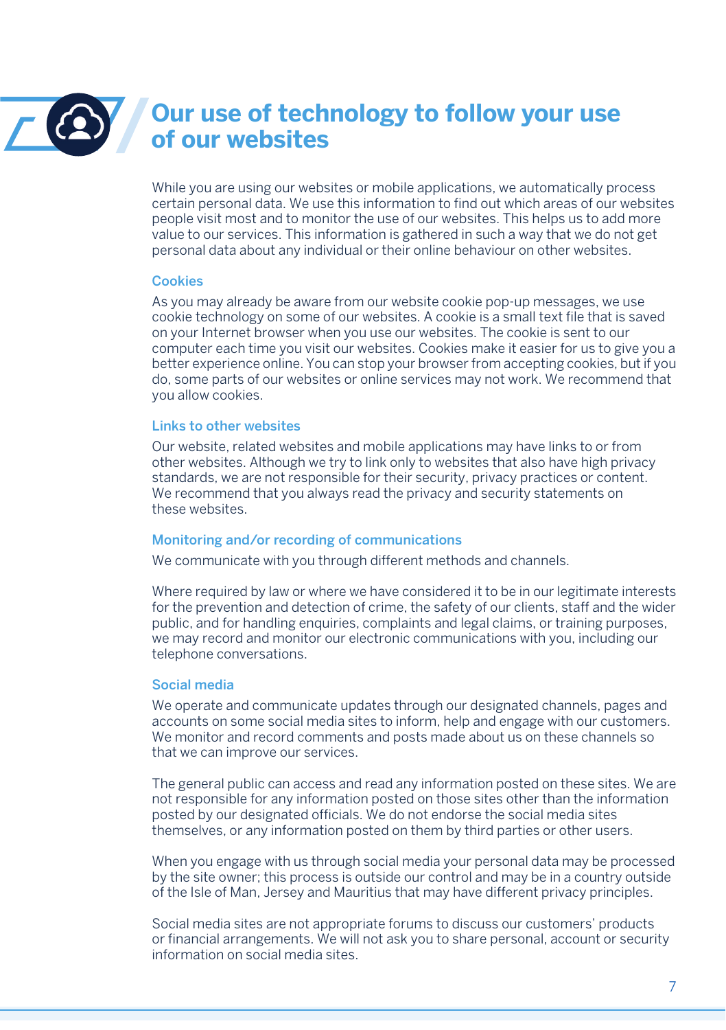# Our use of technology to follow your use of our websites

While you are using our websites or mobile applications, we automatically process certain personal data. We use this information to find out which areas of our websites people visit most and to monitor the use of our websites. This helps us to add more value to our services. This information is gathered in such a way that we do not get personal data about any individual or their online behaviour on other websites.

### Cookies

As you may already be aware from our website cookie pop-up messages, we use cookie technology on some of our websites. A cookie is a small text file that is saved on your Internet browser when you use our websites. The cookie is sent to our computer each time you visit our websites. Cookies make it easier for us to give you a better experience online. You can stop your browser from accepting cookies, but if you do, some parts of our websites or online services may not work. We recommend that you allow cookies.

### Links to other websites

Our website, related websites and mobile applications may have links to or from other websites. Although we try to link only to websites that also have high privacy standards, we are not responsible for their security, privacy practices or content. We recommend that you always read the privacy and security statements on these websites.

### Monitoring and/or recording of communications

We communicate with you through different methods and channels.

Where required by law or where we have considered it to be in our legitimate interests for the prevention and detection of crime, the safety of our clients, staff and the wider public, and for handling enquiries, complaints and legal claims, or training purposes, we may record and monitor our electronic communications with you, including our telephone conversations.

### Social media

We operate and communicate updates through our designated channels, pages and accounts on some social media sites to inform, help and engage with our customers. We monitor and record comments and posts made about us on these channels so that we can improve our services.

The general public can access and read any information posted on these sites. We are not responsible for any information posted on those sites other than the information posted by our designated officials. We do not endorse the social media sites themselves, or any information posted on them by third parties or other users.

When you engage with us through social media your personal data may be processed by the site owner; this process is outside our control and may be in a country outside of the Isle of Man, Jersey and Mauritius that may have different privacy principles.

Social media sites are not appropriate forums to discuss our customers' products or financial arrangements. We will not ask you to share personal, account or security information on social media sites.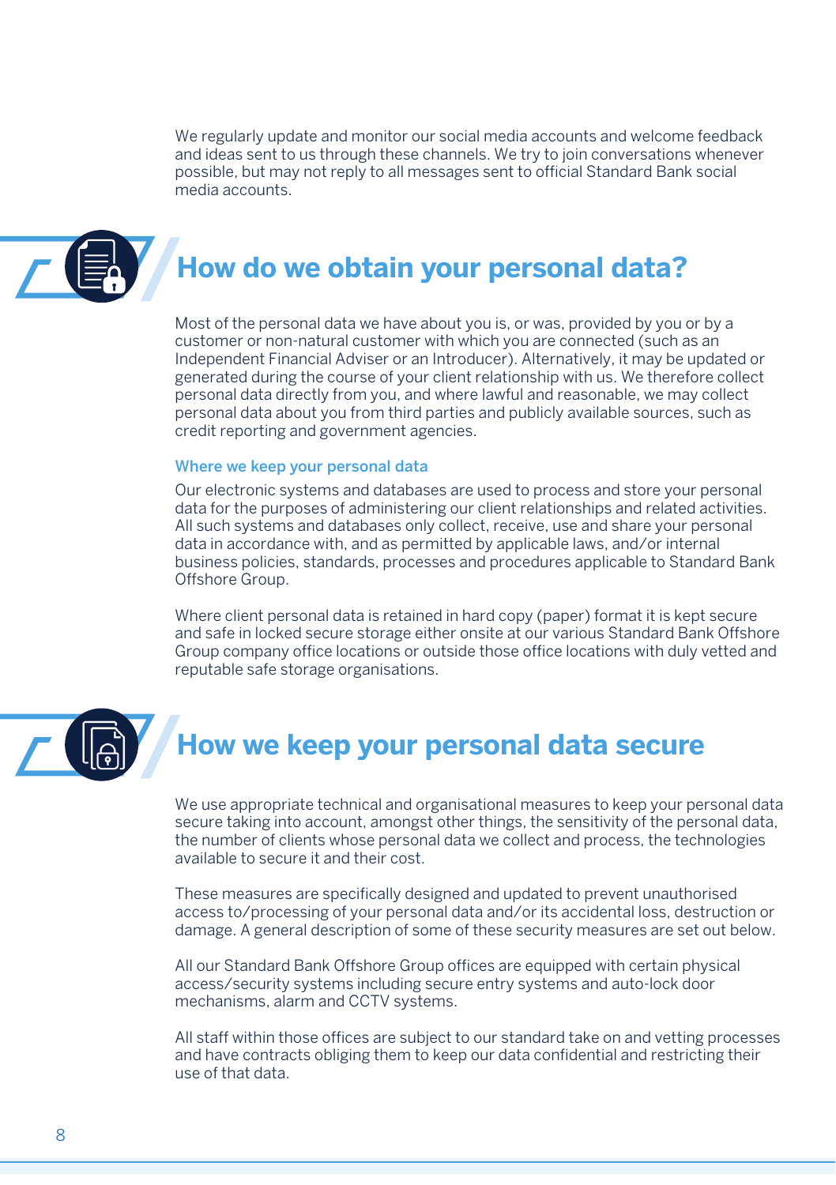We regularly update and monitor our social media accounts and welcome feedback and ideas sent to us through these channels. We try to join conversations whenever possible, but may not reply to all messages sent to official Standard Bank social media accounts.

## How do we obtain your personal data?

Most of the personal data we have about you is, or was, provided by you or by a customer or non-natural customer with which you are connected (such as an Independent Financial Adviser or an Introducer). Alternatively, it may be updated or generated during the course of your client relationship with us. We therefore collect personal data directly from you, and where lawful and reasonable, we may collect personal data about you from third parties and publicly available sources, such as credit reporting and government agencies.

### Where we keep your personal data

Our electronic systems and databases are used to process and store your personal data for the purposes of administering our client relationships and related activities. All such systems and databases only collect, receive, use and share your personal data in accordance with, and as permitted by applicable laws, and/or internal business policies, standards, processes and procedures applicable to Standard Bank Offshore Group.

Where client personal data is retained in hard copy (paper) format it is kept secure and safe in locked secure storage either onsite at our various Standard Bank Offshore Group company office locations or outside those office locations with duly vetted and reputable safe storage organisations.

## How we keep your personal data secure

We use appropriate technical and organisational measures to keep your personal data secure taking into account, amongst other things, the sensitivity of the personal data, the number of clients whose personal data we collect and process, the technologies available to secure it and their cost.

These measures are specifically designed and updated to prevent unauthorised access to/processing of your personal data and/or its accidental loss, destruction or damage. A general description of some of these security measures are set out below.

All our Standard Bank Offshore Group offices are equipped with certain physical access/security systems including secure entry systems and auto-lock door mechanisms, alarm and CCTV systems.

All staff within those offices are subject to our standard take on and vetting processes and have contracts obliging them to keep our data confidential and restricting their use of that data.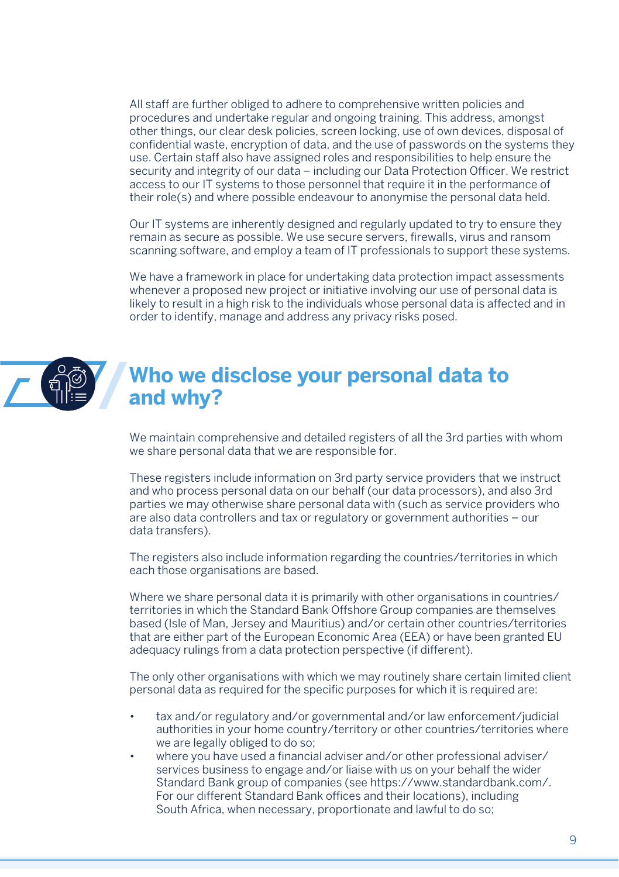All staff are further obliged to adhere to comprehensive written policies and procedures and undertake regular and ongoing training. This address, amongst other things, our clear desk policies, screen locking, use of own devices, disposal of confidential waste, encryption of data, and the use of passwords on the systems they use. Certain staff also have assigned roles and responsibilities to help ensure the security and integrity of our data – including our Data Protection Officer. We restrict access to our IT systems to those personnel that require it in the performance of their role(s) and where possible endeavour to anonymise the personal data held.

Our IT systems are inherently designed and regularly updated to try to ensure they remain as secure as possible. We use secure servers, firewalls, virus and ransom scanning software, and employ a team of IT professionals to support these systems.

We have a framework in place for undertaking data protection impact assessments whenever a proposed new project or initiative involving our use of personal data is likely to result in a high risk to the individuals whose personal data is affected and in order to identify, manage and address any privacy risks posed.

## Who we disclose your personal data to and why?

We maintain comprehensive and detailed registers of all the 3rd parties with whom we share personal data that we are responsible for.

These registers include information on 3rd party service providers that we instruct and who process personal data on our behalf (our data processors), and also 3rd parties we may otherwise share personal data with (such as service providers who are also data controllers and tax or regulatory or government authorities – our data transfers).

The registers also include information regarding the countries/territories in which each those organisations are based.

Where we share personal data it is primarily with other organisations in countries/territories in which the Standard Bank Offshore Group companies are themselves based (Isle of Man, Jersey and Mauritius) and/or certain other countries/territories that are either part of the European Economic Area (EEA) or have been granted EU adequacy rulings from a data protection perspective (if different).

The only other organisations with which we may routinely share certain limited client personal data as required for the specific purposes for which it is required are:

- tax and/or regulatory and/or governmental and/or law enforcement/judicial authorities in your home country/territory or other countries/territories where we are legally obliged to do so;
- where you have used a financial adviser and/or other professional adviser/services business to engage and/or liaise with us on your behalf the wider Standard Bank group of companies (see https://www.standardbank.com/. For our different Standard Bank offices and their locations), including South Africa, when necessary, proportionate and lawful to do so;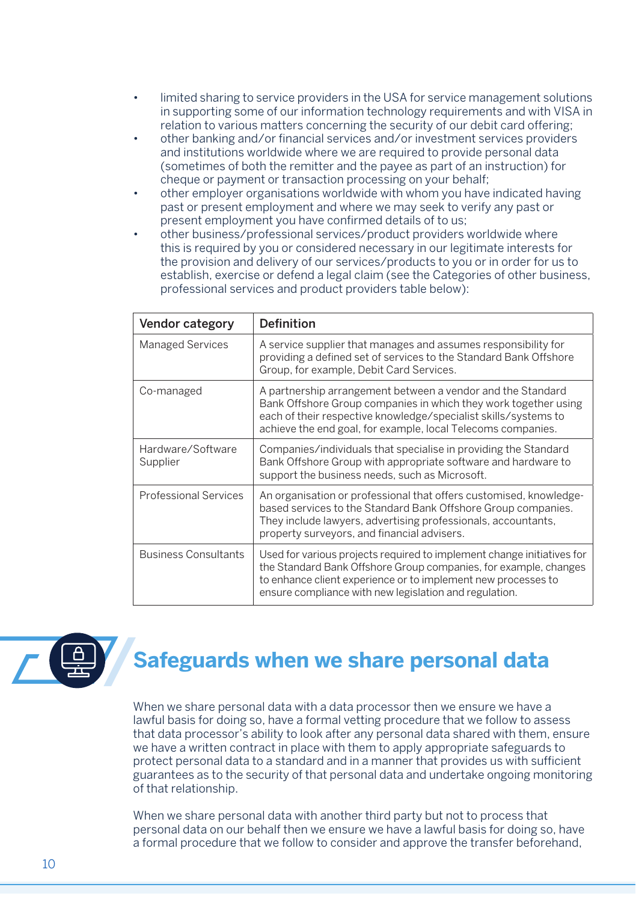- limited sharing to service providers in the USA for service management solutions in supporting some of our information technology requirements and with VISA in relation to various matters concerning the security of our debit card offering;
- other banking and/or financial services and/or investment services providers and institutions worldwide where we are required to provide personal data (sometimes of both the remitter and the payee as part of an instruction) for cheque or payment or transaction processing on your behalf;
- other employer organisations worldwide with whom you have indicated having past or present employment and where we may seek to verify any past or present employment you have confirmed details of to us;
- other business/professional services/product providers worldwide where this is required by you or considered necessary in our legitimate interests for the provision and delivery of our services/products to you or in order for us to establish, exercise or defend a legal claim (see the Categories of other business, professional services and product providers table below):

| Vendor category | Definition |
|---|---|
| Managed Services | A service supplier that manages and assumes responsibility for providing a defined set of services to the Standard Bank Offshore Group, for example, Debit Card Services. |
| Co-managed | A partnership arrangement between a vendor and the Standard Bank Offshore Group companies in which they work together using each of their respective knowledge/specialist skills/systems to achieve the end goal, for example, local Telecoms companies. |
| Hardware/Software Supplier | Companies/individuals that specialise in providing the Standard Bank Offshore Group with appropriate software and hardware to support the business needs, such as Microsoft. |
| Professional Services | An organisation or professional that offers customised, knowledge-based services to the Standard Bank Offshore Group companies. They include lawyers, advertising professionals, accountants, property surveyors, and financial advisers. |
| Business Consultants | Used for various projects required to implement change initiatives for the Standard Bank Offshore Group companies, for example, changes to enhance client experience or to implement new processes to ensure compliance with new legislation and regulation. |

## Safeguards when we share personal data

When we share personal data with a data processor then we ensure we have a lawful basis for doing so, have a formal vetting procedure that we follow to assess that data processor's ability to look after any personal data shared with them, ensure we have a written contract in place with them to apply appropriate safeguards to protect personal data to a standard and in a manner that provides us with sufficient guarantees as to the security of that personal data and undertake ongoing monitoring of that relationship.

When we share personal data with another third party but not to process that personal data on our behalf then we ensure we have a lawful basis for doing so, have a formal procedure that we follow to consider and approve the transfer beforehand,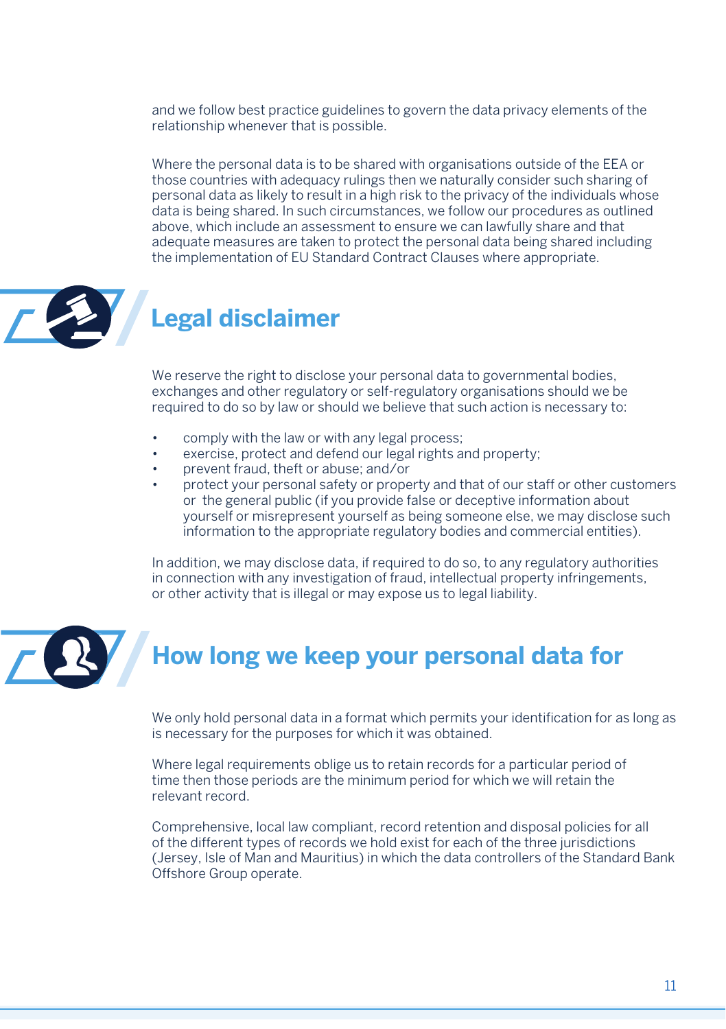and we follow best practice guidelines to govern the data privacy elements of the relationship whenever that is possible.

Where the personal data is to be shared with organisations outside of the EEA or those countries with adequacy rulings then we naturally consider such sharing of personal data as likely to result in a high risk to the privacy of the individuals whose data is being shared. In such circumstances, we follow our procedures as outlined above, which include an assessment to ensure we can lawfully share and that adequate measures are taken to protect the personal data being shared including the implementation of EU Standard Contract Clauses where appropriate.

## Legal disclaimer

We reserve the right to disclose your personal data to governmental bodies, exchanges and other regulatory or self-regulatory organisations should we be required to do so by law or should we believe that such action is necessary to:

- comply with the law or with any legal process;
- exercise, protect and defend our legal rights and property;
- prevent fraud, theft or abuse; and/or
- protect your personal safety or property and that of our staff or other customers or the general public (if you provide false or deceptive information about yourself or misrepresent yourself as being someone else, we may disclose such information to the appropriate regulatory bodies and commercial entities).

In addition, we may disclose data, if required to do so, to any regulatory authorities in connection with any investigation of fraud, intellectual property infringements, or other activity that is illegal or may expose us to legal liability.

## How long we keep your personal data for

We only hold personal data in a format which permits your identification for as long as is necessary for the purposes for which it was obtained.

Where legal requirements oblige us to retain records for a particular period of time then those periods are the minimum period for which we will retain the relevant record.

Comprehensive, local law compliant, record retention and disposal policies for all of the different types of records we hold exist for each of the three jurisdictions (Jersey, Isle of Man and Mauritius) in which the data controllers of the Standard Bank Offshore Group operate.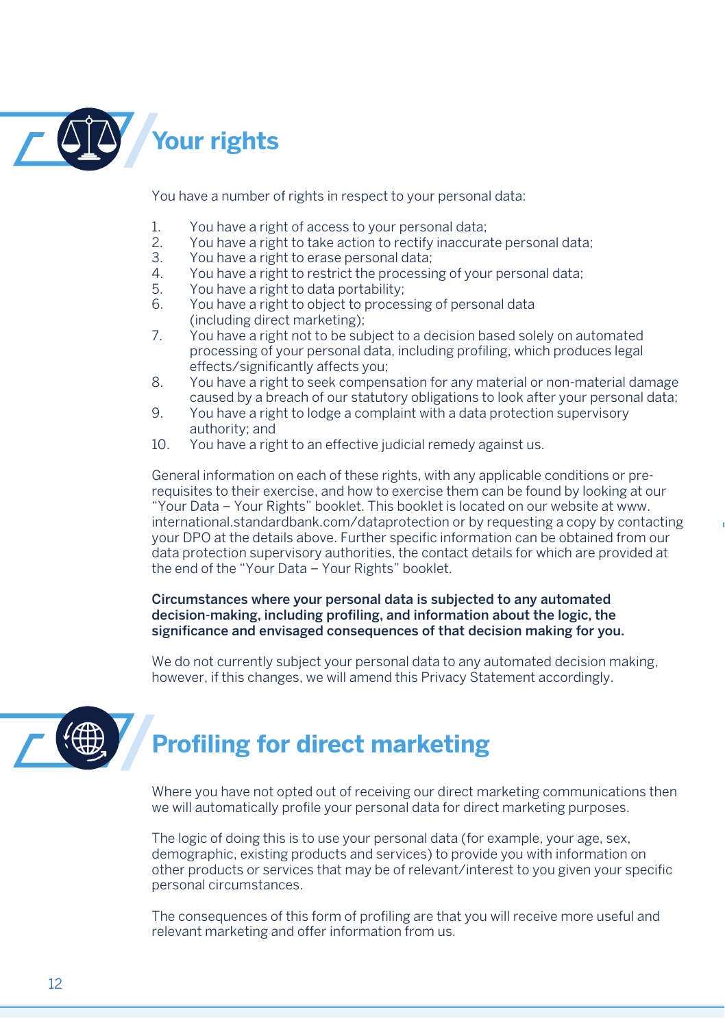## Your rights

You have a number of rights in respect to your personal data:

1. You have a right of access to your personal data;
2. You have a right to take action to rectify inaccurate personal data;
3. You have a right to erase personal data;
4. You have a right to restrict the processing of your personal data;
5. You have a right to data portability;
6. You have a right to object to processing of personal data (including direct marketing);
7. You have a right not to be subject to a decision based solely on automated processing of your personal data, including profiling, which produces legal effects/significantly affects you;
8. You have a right to seek compensation for any material or non-material damage caused by a breach of our statutory obligations to look after your personal data;
9. You have a right to lodge a complaint with a data protection supervisory authority; and
10. You have a right to an effective judicial remedy against us.

General information on each of these rights, with any applicable conditions or pre-requisites to their exercise, and how to exercise them can be found by looking at our "Your Data – Your Rights" booklet. This booklet is located on our website at www.international.standardbank.com/dataprotection or by requesting a copy by contacting your DPO at the details above. Further specific information can be obtained from our data protection supervisory authorities, the contact details for which are provided at the end of the "Your Data – Your Rights" booklet.

**Circumstances where your personal data is subjected to any automated decision-making, including profiling, and information about the logic, the significance and envisaged consequences of that decision making for you.**

We do not currently subject your personal data to any automated decision making, however, if this changes, we will amend this Privacy Statement accordingly.

## Profiling for direct marketing

Where you have not opted out of receiving our direct marketing communications then we will automatically profile your personal data for direct marketing purposes.

The logic of doing this is to use your personal data (for example, your age, sex, demographic, existing products and services) to provide you with information on other products or services that may be of relevant/interest to you given your specific personal circumstances.

The consequences of this form of profiling are that you will receive more useful and relevant marketing and offer information from us.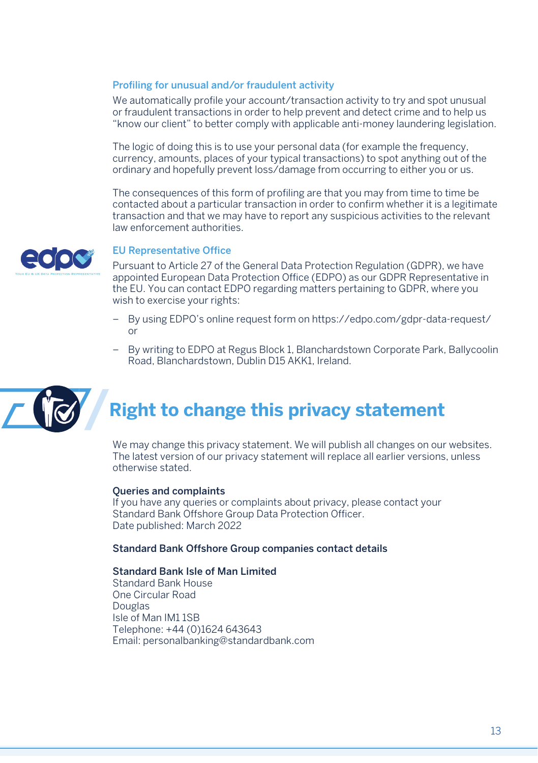### Profiling for unusual and/or fraudulent activity

We automatically profile your account/transaction activity to try and spot unusual or fraudulent transactions in order to help prevent and detect crime and to help us "know our client" to better comply with applicable anti-money laundering legislation.

The logic of doing this is to use your personal data (for example the frequency, currency, amounts, places of your typical transactions) to spot anything out of the ordinary and hopefully prevent loss/damage from occurring to either you or us.

The consequences of this form of profiling are that you may from time to time be contacted about a particular transaction in order to confirm whether it is a legitimate transaction and that we may have to report any suspicious activities to the relevant law enforcement authorities.

### EU Representative Office

Pursuant to Article 27 of the General Data Protection Regulation (GDPR), we have appointed European Data Protection Office (EDPO) as our GDPR Representative in the EU. You can contact EDPO regarding matters pertaining to GDPR, where you wish to exercise your rights:

- By using EDPO's online request form on https://edpo.com/gdpr-data-request/ or
- By writing to EDPO at Regus Block 1, Blanchardstown Corporate Park, Ballycoolin Road, Blanchardstown, Dublin D15 AKK1, Ireland.

## Right to change this privacy statement

We may change this privacy statement. We will publish all changes on our websites. The latest version of our privacy statement will replace all earlier versions, unless otherwise stated.

**Queries and complaints**
If you have any queries or complaints about privacy, please contact your Standard Bank Offshore Group Data Protection Officer.
Date published: March 2022

**Standard Bank Offshore Group companies contact details**

**Standard Bank Isle of Man Limited**
Standard Bank House
One Circular Road
Douglas
Isle of Man IM1 1SB
Telephone: +44 (0)1624 643643
Email: personalbanking@standardbank.com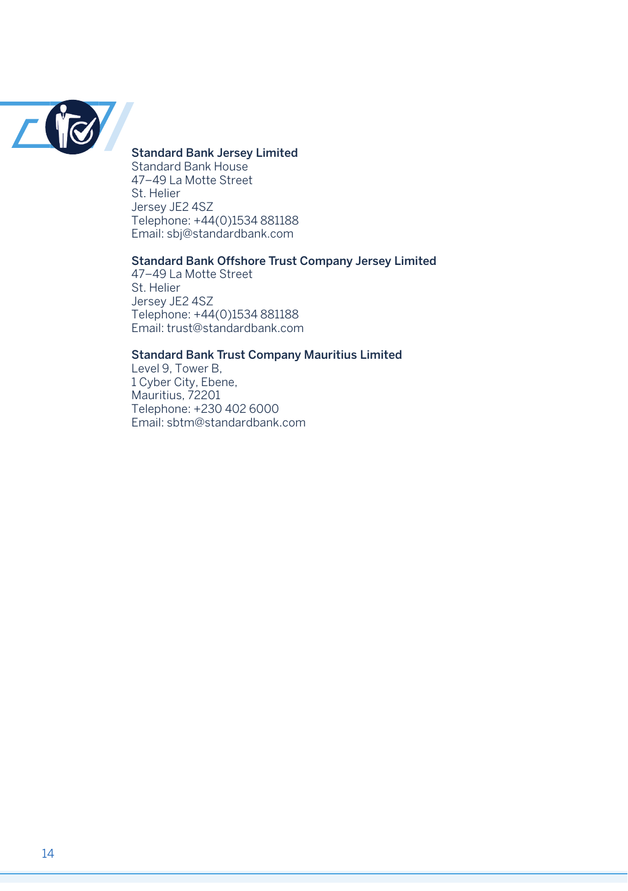**Standard Bank Jersey Limited**
Standard Bank House
47–49 La Motte Street
St. Helier
Jersey JE2 4SZ
Telephone: +44(0)1534 881188
Email: sbj@standardbank.com

**Standard Bank Offshore Trust Company Jersey Limited**
47–49 La Motte Street
St. Helier
Jersey JE2 4SZ
Telephone: +44(0)1534 881188
Email: trust@standardbank.com

**Standard Bank Trust Company Mauritius Limited**
Level 9, Tower B,
1 Cyber City, Ebene,
Mauritius, 72201
Telephone: +230 402 6000
Email: sbtm@standardbank.com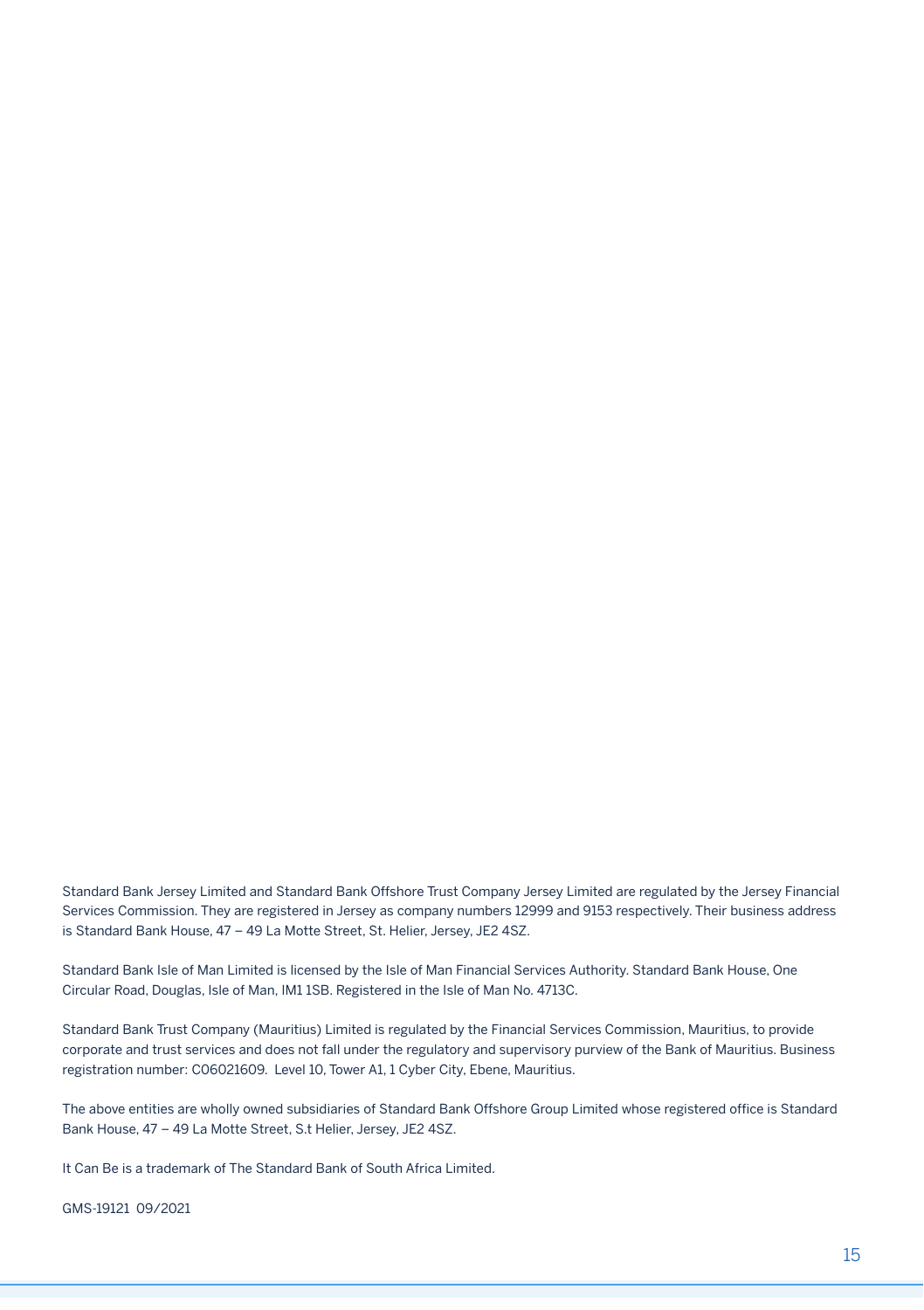Standard Bank Jersey Limited and Standard Bank Offshore Trust Company Jersey Limited are regulated by the Jersey Financial Services Commission. They are registered in Jersey as company numbers 12999 and 9153 respectively. Their business address is Standard Bank House, 47 – 49 La Motte Street, St. Helier, Jersey, JE2 4SZ.

Standard Bank Isle of Man Limited is licensed by the Isle of Man Financial Services Authority. Standard Bank House, One Circular Road, Douglas, Isle of Man, IM1 1SB. Registered in the Isle of Man No. 4713C.

Standard Bank Trust Company (Mauritius) Limited is regulated by the Financial Services Commission, Mauritius, to provide corporate and trust services and does not fall under the regulatory and supervisory purview of the Bank of Mauritius. Business registration number: C06021609. Level 10, Tower A1, 1 Cyber City, Ebene, Mauritius.

The above entities are wholly owned subsidiaries of Standard Bank Offshore Group Limited whose registered office is Standard Bank House, 47 – 49 La Motte Street, S.t Helier, Jersey, JE2 4SZ.

It Can Be is a trademark of The Standard Bank of South Africa Limited.

GMS-19121 09/2021